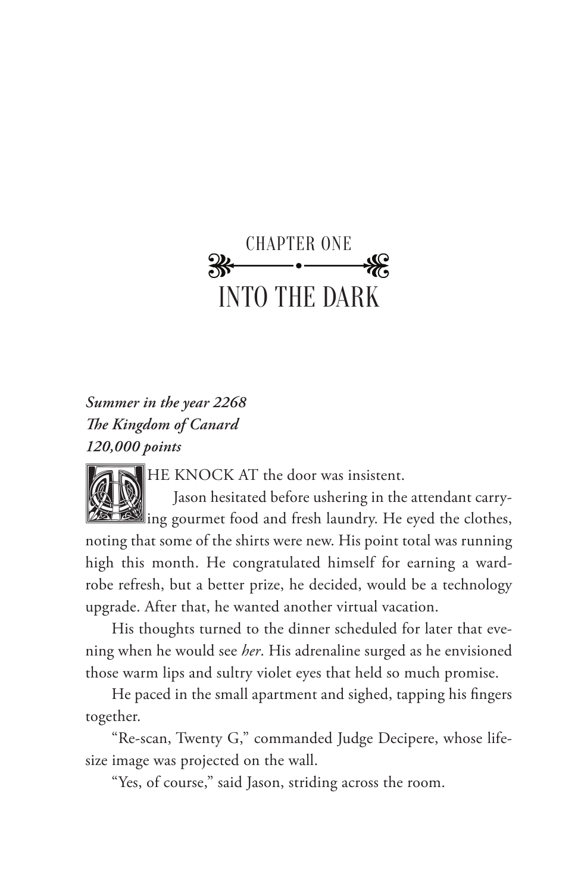# CHAPTER ONE

# INTO THE DARK

***Summer in the year 2268***
***The Kingdom of Canard***
***120,000 points***

THE KNOCK AT the door was insistent.

Jason hesitated before ushering in the attendant carrying gourmet food and fresh laundry. He eyed the clothes, noting that some of the shirts were new. His point total was running high this month. He congratulated himself for earning a wardrobe refresh, but a better prize, he decided, would be a technology upgrade. After that, he wanted another virtual vacation.

His thoughts turned to the dinner scheduled for later that evening when he would see *her*. His adrenaline surged as he envisioned those warm lips and sultry violet eyes that held so much promise.

He paced in the small apartment and sighed, tapping his fingers together.

"Re-scan, Twenty G," commanded Judge Decipere, whose life-size image was projected on the wall.

"Yes, of course," said Jason, striding across the room.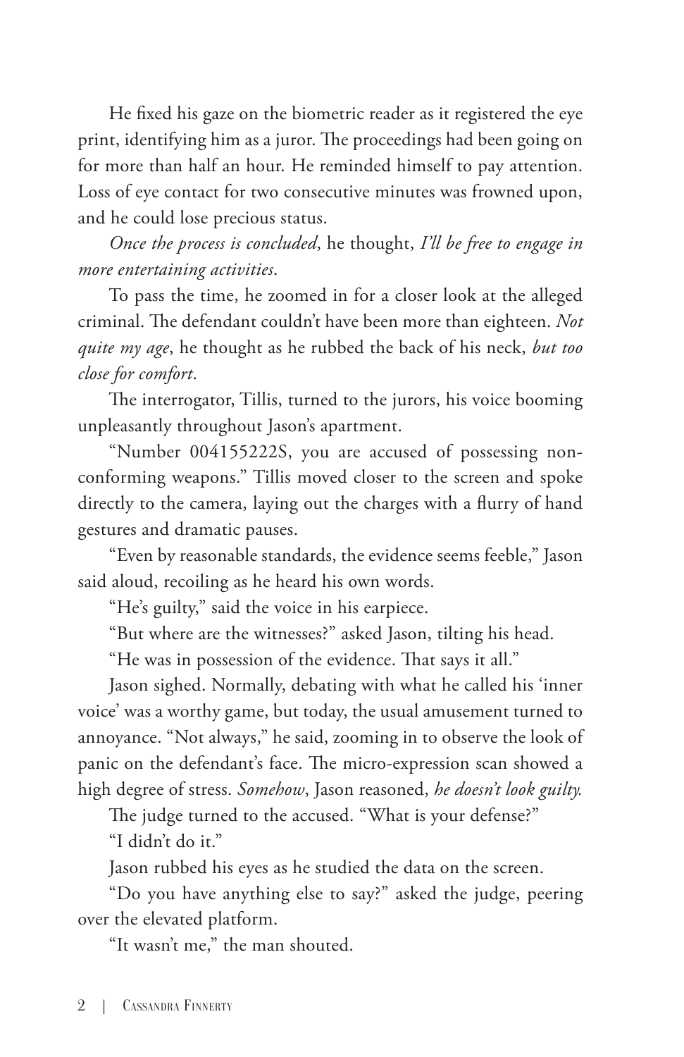He fixed his gaze on the biometric reader as it registered the eye print, identifying him as a juror. The proceedings had been going on for more than half an hour. He reminded himself to pay attention. Loss of eye contact for two consecutive minutes was frowned upon, and he could lose precious status.

*Once the process is concluded*, he thought, *I'll be free to engage in more entertaining activities*.

To pass the time, he zoomed in for a closer look at the alleged criminal. The defendant couldn't have been more than eighteen. *Not quite my age*, he thought as he rubbed the back of his neck, *but too close for comfort*.

The interrogator, Tillis, turned to the jurors, his voice booming unpleasantly throughout Jason's apartment.

"Number 004155222S, you are accused of possessing non-conforming weapons." Tillis moved closer to the screen and spoke directly to the camera, laying out the charges with a flurry of hand gestures and dramatic pauses.

"Even by reasonable standards, the evidence seems feeble," Jason said aloud, recoiling as he heard his own words.

"He's guilty," said the voice in his earpiece.

"But where are the witnesses?" asked Jason, tilting his head.

"He was in possession of the evidence. That says it all."

Jason sighed. Normally, debating with what he called his 'inner voice' was a worthy game, but today, the usual amusement turned to annoyance. "Not always," he said, zooming in to observe the look of panic on the defendant's face. The micro-expression scan showed a high degree of stress. *Somehow*, Jason reasoned, *he doesn't look guilty.*

The judge turned to the accused. "What is your defense?"

"I didn't do it."

Jason rubbed his eyes as he studied the data on the screen.

"Do you have anything else to say?" asked the judge, peering over the elevated platform.

"It wasn't me," the man shouted.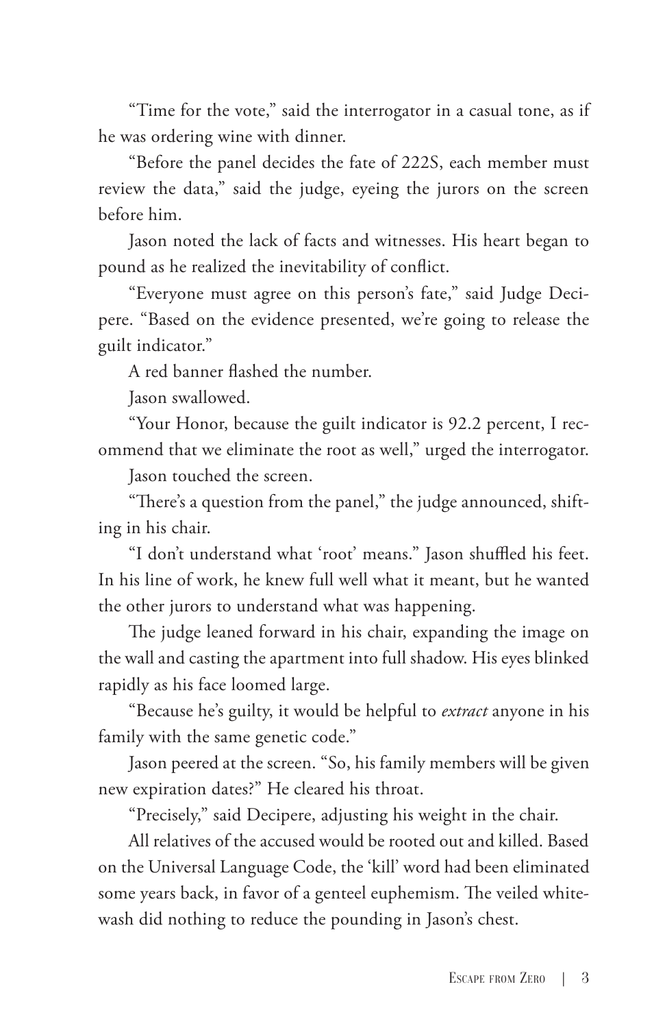"Time for the vote," said the interrogator in a casual tone, as if he was ordering wine with dinner.

"Before the panel decides the fate of 222S, each member must review the data," said the judge, eyeing the jurors on the screen before him.

Jason noted the lack of facts and witnesses. His heart began to pound as he realized the inevitability of conflict.

"Everyone must agree on this person's fate," said Judge Decipere. "Based on the evidence presented, we're going to release the guilt indicator."

A red banner flashed the number.

Jason swallowed.

"Your Honor, because the guilt indicator is 92.2 percent, I recommend that we eliminate the root as well," urged the interrogator.

Jason touched the screen.

"There's a question from the panel," the judge announced, shifting in his chair.

"I don't understand what 'root' means." Jason shuffled his feet. In his line of work, he knew full well what it meant, but he wanted the other jurors to understand what was happening.

The judge leaned forward in his chair, expanding the image on the wall and casting the apartment into full shadow. His eyes blinked rapidly as his face loomed large.

"Because he's guilty, it would be helpful to *extract* anyone in his family with the same genetic code."

Jason peered at the screen. "So, his family members will be given new expiration dates?" He cleared his throat.

"Precisely," said Decipere, adjusting his weight in the chair.

All relatives of the accused would be rooted out and killed. Based on the Universal Language Code, the 'kill' word had been eliminated some years back, in favor of a genteel euphemism. The veiled whitewash did nothing to reduce the pounding in Jason's chest.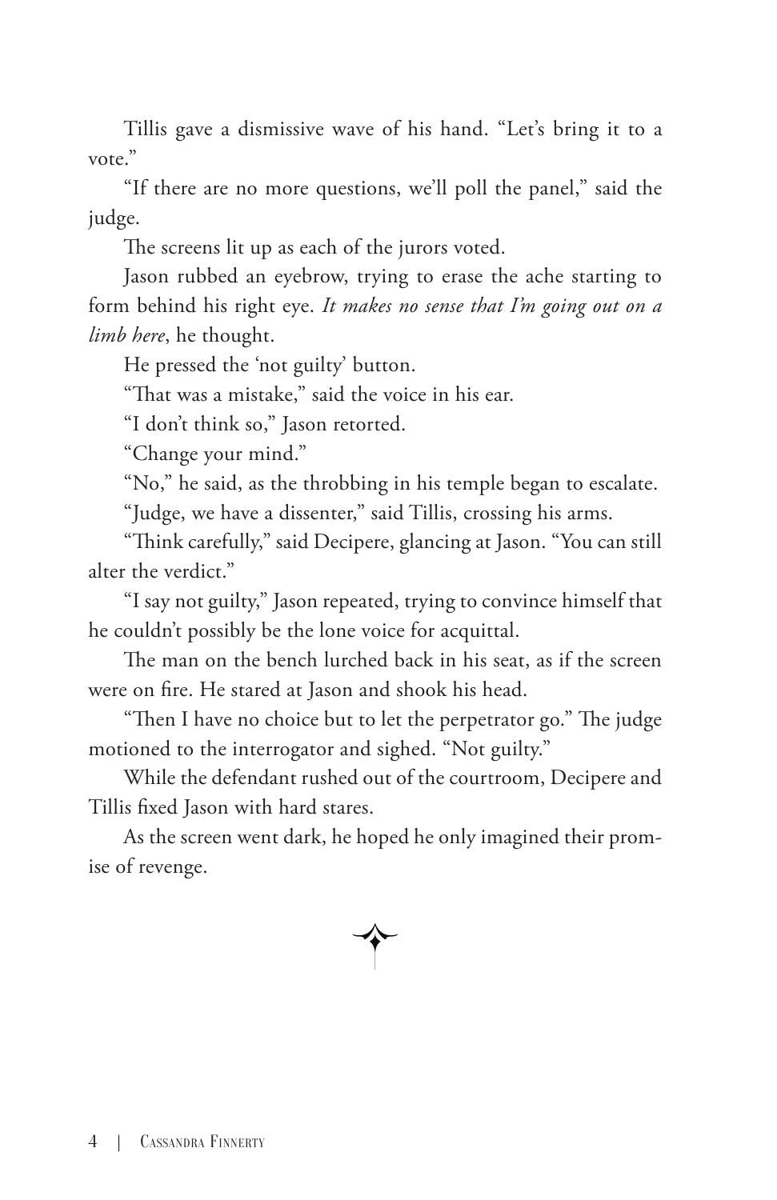Tillis gave a dismissive wave of his hand. "Let's bring it to a vote."

"If there are no more questions, we'll poll the panel," said the judge.

The screens lit up as each of the jurors voted.

Jason rubbed an eyebrow, trying to erase the ache starting to form behind his right eye. *It makes no sense that I'm going out on a limb here*, he thought.

He pressed the 'not guilty' button.

"That was a mistake," said the voice in his ear.

"I don't think so," Jason retorted.

"Change your mind."

"No," he said, as the throbbing in his temple began to escalate.

"Judge, we have a dissenter," said Tillis, crossing his arms.

"Think carefully," said Decipere, glancing at Jason. "You can still alter the verdict."

"I say not guilty," Jason repeated, trying to convince himself that he couldn't possibly be the lone voice for acquittal.

The man on the bench lurched back in his seat, as if the screen were on fire. He stared at Jason and shook his head.

"Then I have no choice but to let the perpetrator go." The judge motioned to the interrogator and sighed. "Not guilty."

While the defendant rushed out of the courtroom, Decipere and Tillis fixed Jason with hard stares.

As the screen went dark, he hoped he only imagined their promise of revenge.